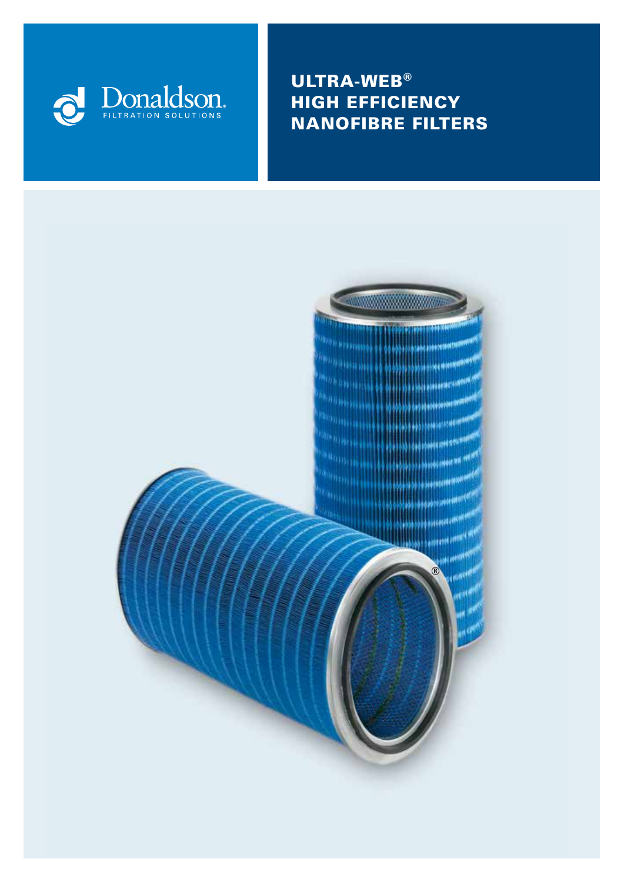Donaldson.
FILTRATION SOLUTIONS

# ULTRA-WEB® HIGH EFFICIENCY NANOFIBRE FILTERS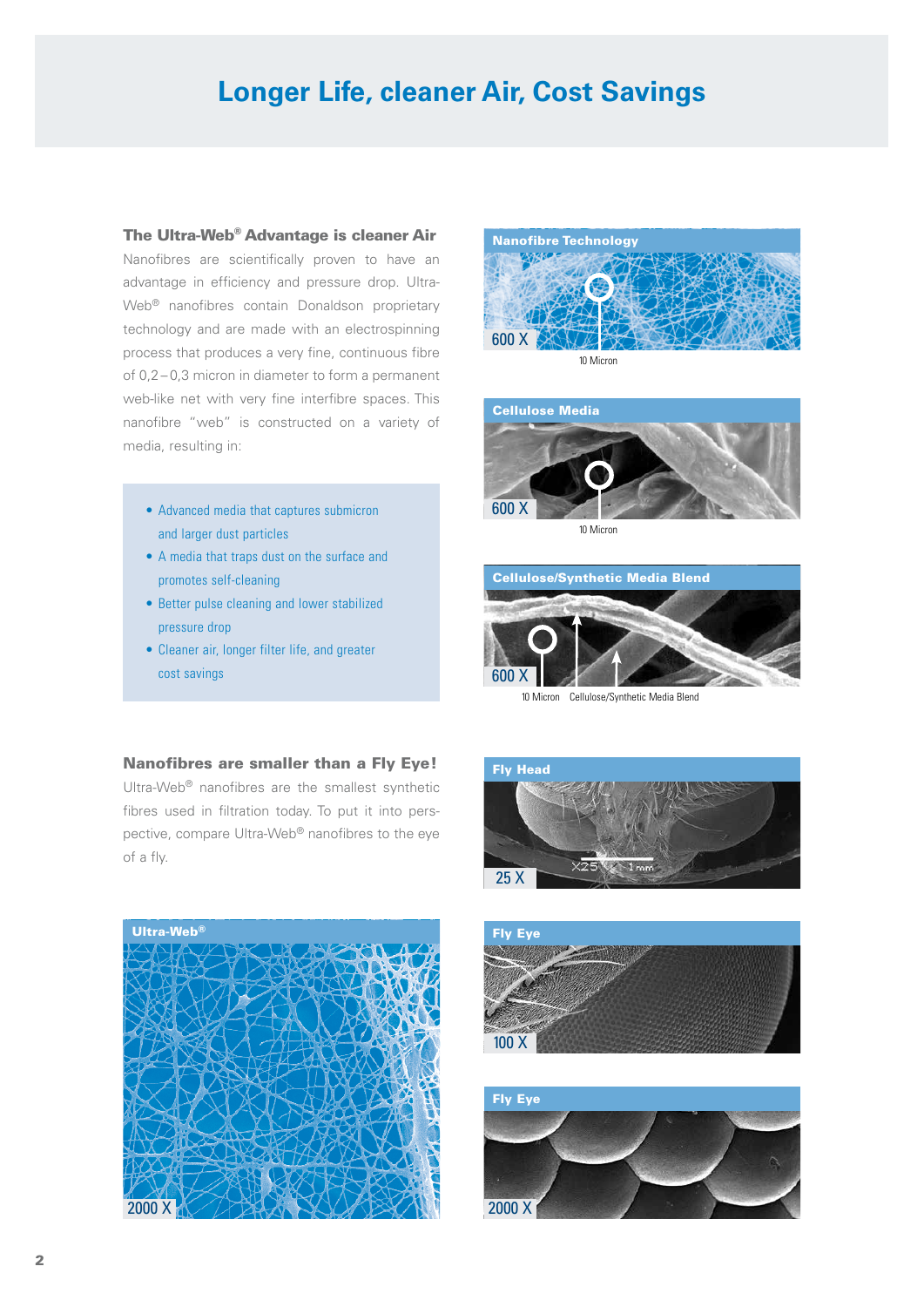# Longer Life, cleaner Air, Cost Savings

### The Ultra-Web® Advantage is cleaner Air

Nanofibres are scientifically proven to have an advantage in efficiency and pressure drop. Ultra-Web® nanofibres contain Donaldson proprietary technology and are made with an electrospinning process that produces a very fine, continuous fibre of 0,2 – 0,3 micron in diameter to form a permanent web-like net with very fine interfibre spaces. This nanofibre "web" is constructed on a variety of media, resulting in:

- Advanced media that captures submicron and larger dust particles
- A media that traps dust on the surface and promotes self-cleaning
- Better pulse cleaning and lower stabilized pressure drop
- Cleaner air, longer filter life, and greater cost savings

**Nanofibre Technology**

600 X

10 Micron

**Cellulose Media**

600 X

10 Micron

**Cellulose/Synthetic Media Blend**

600 X

10 Micron Cellulose/Synthetic Media Blend

### Nanofibres are smaller than a Fly Eye!

Ultra-Web® nanofibres are the smallest synthetic fibres used in filtration today. To put it into perspective, compare Ultra-Web® nanofibres to the eye of a fly.

**Ultra-Web®**

2000 X

**Fly Head**

25 X

**Fly Eye**

100 X

**Fly Eye**

2000 X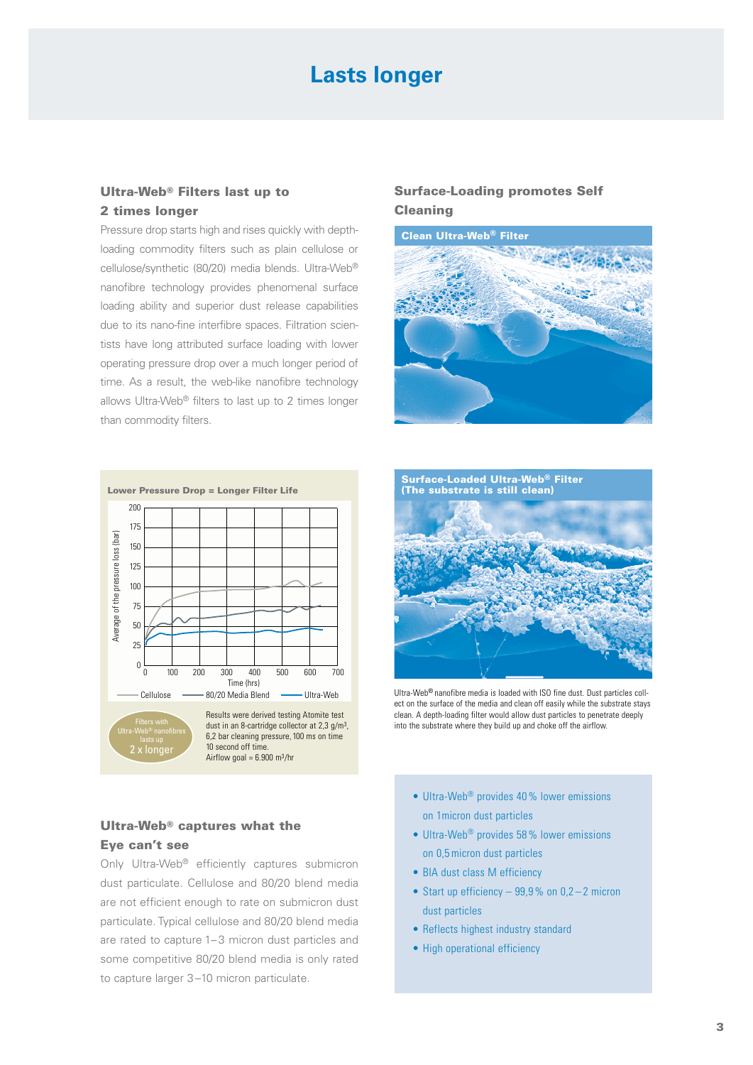# Lasts longer

## Ultra-Web® Filters last up to 2 times longer

Pressure drop starts high and rises quickly with depth-loading commodity filters such as plain cellulose or cellulose/synthetic (80/20) media blends. Ultra-Web® nanofibre technology provides phenomenal surface loading ability and superior dust release capabilities due to its nano-fine interfibre spaces. Filtration scientists have long attributed surface loading with lower operating pressure drop over a much longer period of time. As a result, the web-like nanofibre technology allows Ultra-Web® filters to last up to 2 times longer than commodity filters.

**Lower Pressure Drop = Longer Filter Life**

Average of the pressure loss (bar) vs. Time (hrs) — Cellulose, 80/20 Media Blend, Ultra-Web

Filters with Ultra-Web® nanofibres lasts up 2 x longer

Results were derived testing Atomite test dust in an 8-cartridge collector at 2,3 g/m³, 6,2 bar cleaning pressure, 100 ms on time 10 second off time.
Airflow goal = 6.900 m³/hr

## Ultra-Web® captures what the Eye can't see

Only Ultra-Web® efficiently captures submicron dust particulate. Cellulose and 80/20 blend media are not efficient enough to rate on submicron dust particulate. Typical cellulose and 80/20 blend media are rated to capture 1–3 micron dust particles and some competitive 80/20 blend media is only rated to capture larger 3–10 micron particulate.

## Surface-Loading promotes Self Cleaning

**Clean Ultra-Web® Filter**

**Surface-Loaded Ultra-Web® Filter (The substrate is still clean)**

Ultra-Web® nanofibre media is loaded with ISO fine dust. Dust particles collect on the surface of the media and clean off easily while the substrate stays clean. A depth-loading filter would allow dust particles to penetrate deeply into the substrate where they build up and choke off the airflow.

- Ultra-Web® provides 40 % lower emissions on 1 micron dust particles
- Ultra-Web® provides 58 % lower emissions on 0,5 micron dust particles
- BIA dust class M efficiency
- Start up efficiency – 99,9 % on 0,2 – 2 micron dust particles
- Reflects highest industry standard
- High operational efficiency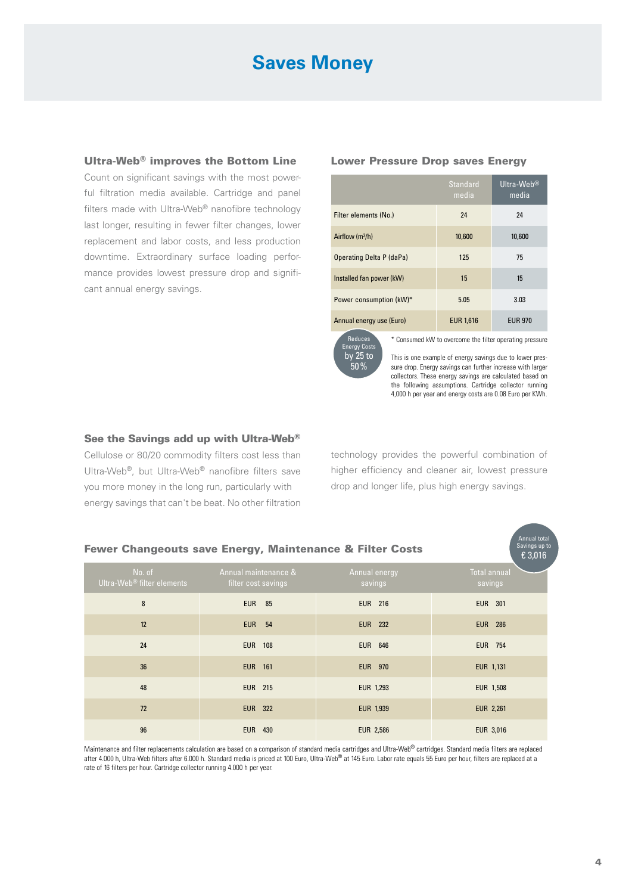# Saves Money

## Ultra-Web® improves the Bottom Line

Count on significant savings with the most powerful filtration media available. Cartridge and panel filters made with Ultra-Web® nanofibre technology last longer, resulting in fewer filter changes, lower replacement and labor costs, and less production downtime. Extraordinary surface loading performance provides lowest pressure drop and significant annual energy savings.

## Lower Pressure Drop saves Energy

| | Standard media | Ultra-Web® media |
|---|---|---|
| Filter elements (No.) | 24 | 24 |
| Airflow ($m^3/h$) | 10,600 | 10,600 |
| Operating Delta P (daPa) | 125 | 75 |
| Installed fan power (kW) | 15 | 15 |
| Power consumption (kW)* | 5.05 | 3.03 |
| Annual energy use (Euro) | EUR 1,616 | EUR 970 |

Reduces Energy Costs by 25 to 50 %

\* Consumed kW to overcome the filter operating pressure

This is one example of energy savings due to lower pressure drop. Energy savings can further increase with larger collectors. These energy savings are calculated based on the following assumptions. Cartridge collector running 4,000 h per year and energy costs are 0.08 Euro per KWh.

## See the Savings add up with Ultra-Web®

Cellulose or 80/20 commodity filters cost less than Ultra-Web®, but Ultra-Web® nanofibre filters save you more money in the long run, particularly with energy savings that can't be beat. No other filtration technology provides the powerful combination of higher efficiency and cleaner air, lowest pressure drop and longer life, plus high energy savings.

## Fewer Changeouts save Energy, Maintenance & Filter Costs

Annual total Savings up to € 3,016

| No. of Ultra-Web® filter elements | Annual maintenance & filter cost savings | Annual energy savings | Total annual savings |
|---|---|---|---|
| 8 | EUR 85 | EUR 216 | EUR 301 |
| 12 | EUR 54 | EUR 232 | EUR 286 |
| 24 | EUR 108 | EUR 646 | EUR 754 |
| 36 | EUR 161 | EUR 970 | EUR 1,131 |
| 48 | EUR 215 | EUR 1,293 | EUR 1,508 |
| 72 | EUR 322 | EUR 1,939 | EUR 2,261 |
| 96 | EUR 430 | EUR 2,586 | EUR 3,016 |

Maintenance and filter replacements calculation are based on a comparison of standard media cartridges and Ultra-Web® cartridges. Standard media filters are replaced after 4.000 h, Ultra-Web filters after 6.000 h. Standard media is priced at 100 Euro, Ultra-Web® at 145 Euro. Labor rate equals 55 Euro per hour, filters are replaced at a rate of 16 filters per hour. Cartridge collector running 4.000 h per year.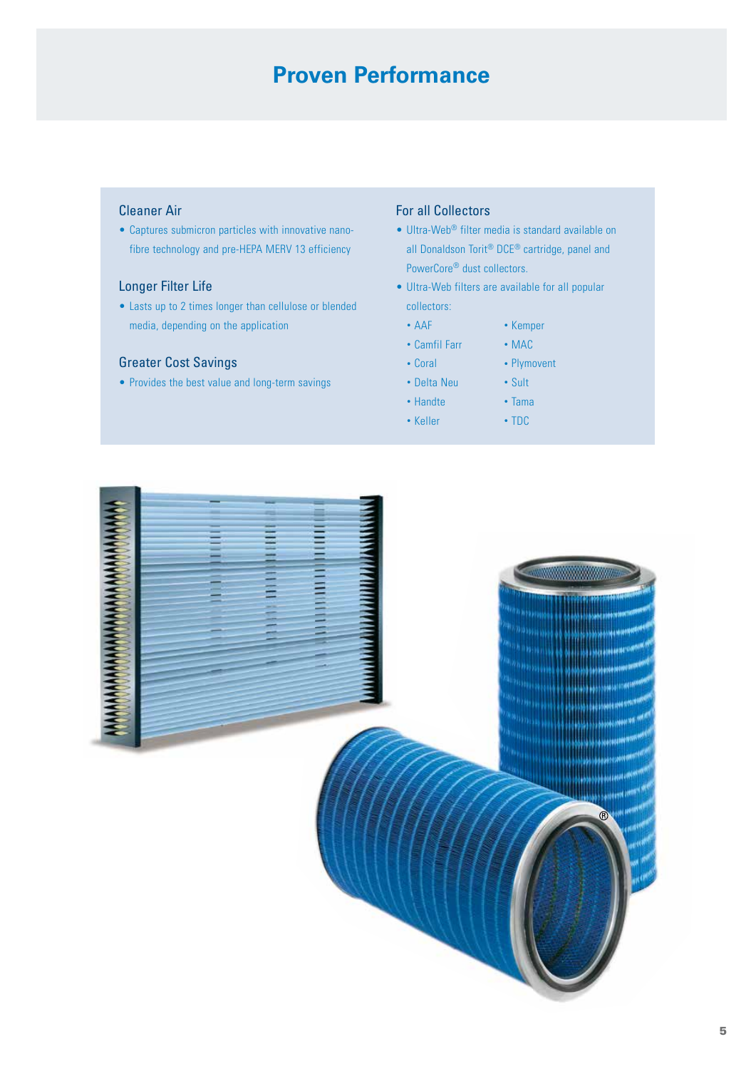# Proven Performance

## Cleaner Air

- Captures submicron particles with innovative nano-fibre technology and pre-HEPA MERV 13 efficiency

## Longer Filter Life

- Lasts up to 2 times longer than cellulose or blended media, depending on the application

## Greater Cost Savings

- Provides the best value and long-term savings

## For all Collectors

- Ultra-Web® filter media is standard available on all Donaldson Torit® DCE® cartridge, panel and PowerCore® dust collectors.
- Ultra-Web filters are available for all popular collectors:
  - AAF
  - Camfil Farr
  - Coral
  - Delta Neu
  - Handte
  - Keller
  - Kemper
  - MAC
  - Plymovent
  - Sult
  - Tama
  - TDC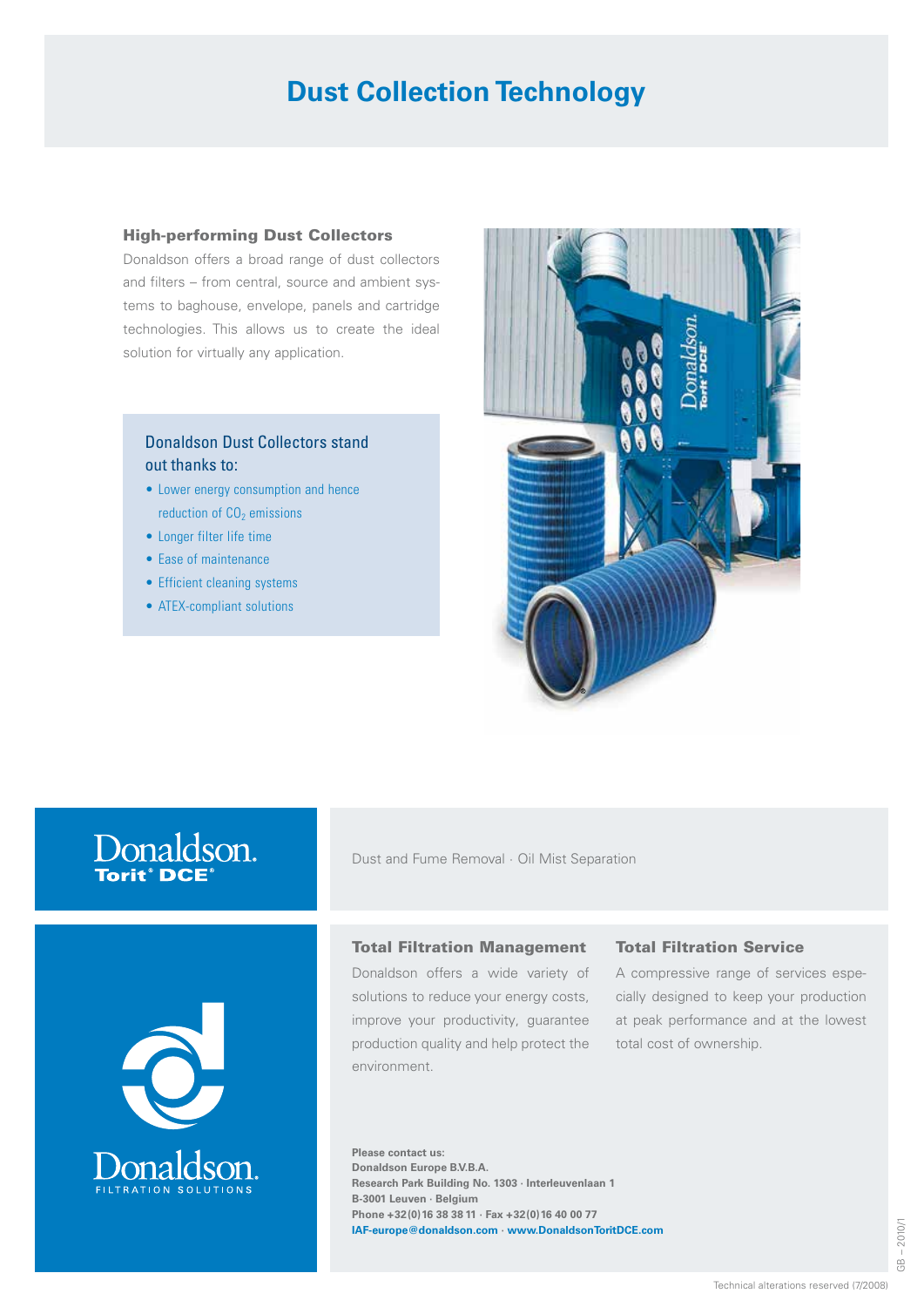# Dust Collection Technology

### High-performing Dust Collectors

Donaldson offers a broad range of dust collectors and filters – from central, source and ambient systems to baghouse, envelope, panels and cartridge technologies. This allows us to create the ideal solution for virtually any application.

Donaldson Dust Collectors stand out thanks to:

- Lower energy consumption and hence reduction of $CO_2$ emissions
- Longer filter life time
- Ease of maintenance
- Efficient cleaning systems
- ATEX-compliant solutions

Donaldson. Torit® DCE®

Dust and Fume Removal · Oil Mist Separation

### Total Filtration Management

Donaldson offers a wide variety of solutions to reduce your energy costs, improve your productivity, guarantee production quality and help protect the environment.

### Total Filtration Service

A compressive range of services especially designed to keep your production at peak performance and at the lowest total cost of ownership.

Donaldson. FILTRATION SOLUTIONS

**Please contact us:**
**Donaldson Europe B.V.B.A.**
**Research Park Building No. 1303 · Interleuvenlaan 1**
**B-3001 Leuven · Belgium**
**Phone +32(0)16 38 38 11 · Fax +32(0)16 40 00 77**
**IAF-europe@donaldson.com · www.DonaldsonToritDCE.com**

GB – 2010/1

Technical alterations reserved (7/2008)